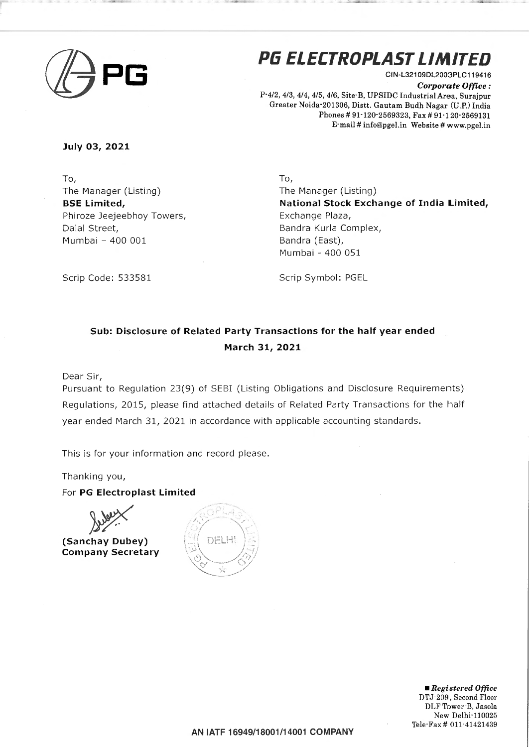# PG ELECTROPLAST LIMITED

CIN-L32109DL2003PLC119416

*Corporate Office :*
P-4/2, 4/3, 4/4, 4/5, 4/6, Site-B, UPSIDC Industrial Area, Surajpur
Greater Noida-201306, Distt. Gautam Budh Nagar (U.P.) India
Phones # 91-120-2569323, Fax # 91-120-2569131
E-mail # info@pgel.in Website # www.pgel.in

**July 03, 2021**

To,
The Manager (Listing)
**BSE Limited,**
Phiroze Jeejeebhoy Towers,
Dalal Street,
Mumbai – 400 001

Scrip Code: 533581

To,
The Manager (Listing)
**National Stock Exchange of India Limited,**
Exchange Plaza,
Bandra Kurla Complex,
Bandra (East),
Mumbai - 400 051

Scrip Symbol: PGEL

**Sub: Disclosure of Related Party Transactions for the half year ended March 31, 2021**

Dear Sir,

Pursuant to Regulation 23(9) of SEBI (Listing Obligations and Disclosure Requirements) Regulations, 2015, please find attached details of Related Party Transactions for the half year ended March 31, 2021 in accordance with applicable accounting standards.

This is for your information and record please.

Thanking you,

For **PG Electroplast Limited**

**(Sanchay Dubey)**
**Company Secretary**

*Registered Office*
DTJ-209, Second Floor
DLF Tower-B, Jasola
New Delhi-110025
Tele-Fax # 011-41421439

**AN IATF 16949/18001/14001 COMPANY**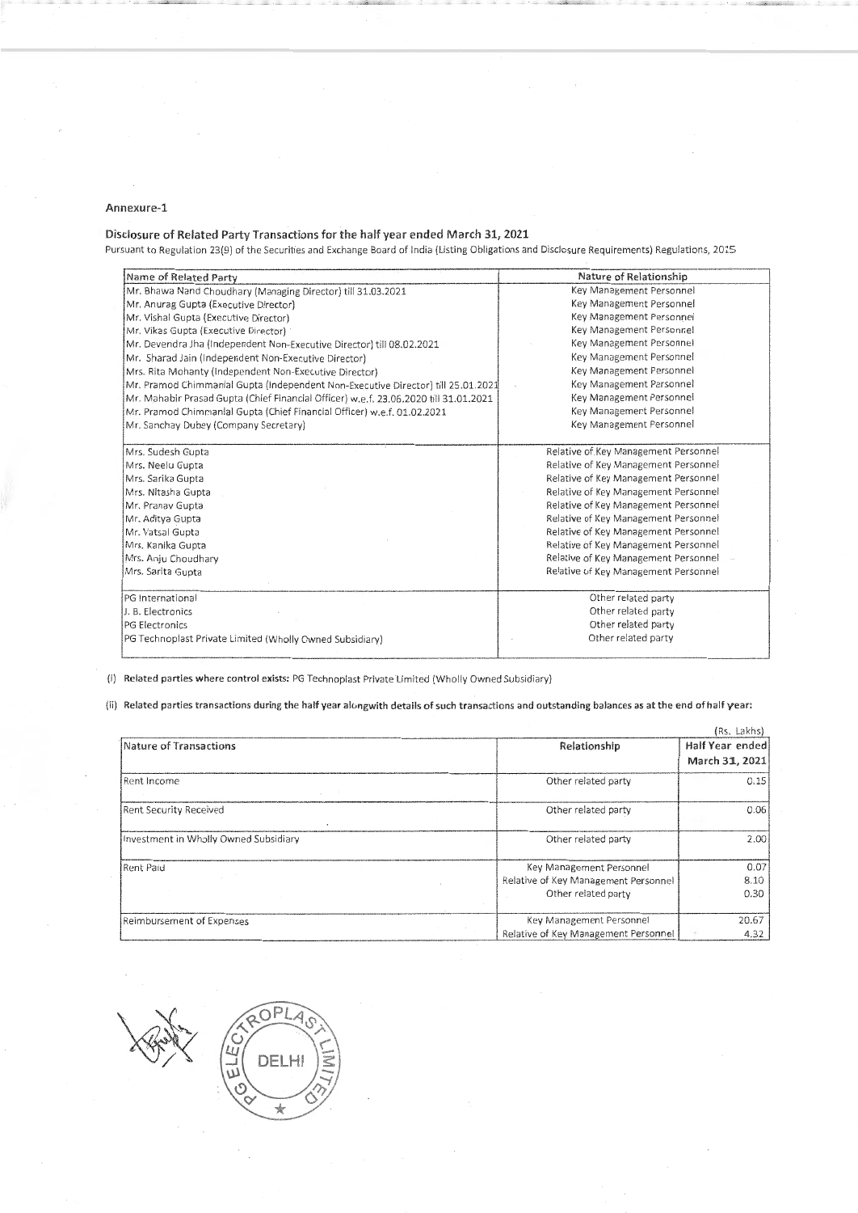**Annexure-1**

**Disclosure of Related Party Transactions for the half year ended March 31, 2021**

Pursuant to Regulation 23(9) of the Securities and Exchange Board of India (Listing Obligations and Disclosure Requirements) Regulations, 2015

| Name of Related Party | Nature of Relationship |
|---|---|
| Mr. Bhawa Nand Choudhary (Managing Director) till 31.03.2021 | Key Management Personnel |
| Mr. Anurag Gupta (Executive Director) | Key Management Personnel |
| Mr. Vishal Gupta (Executive Director) | Key Management Personnel |
| Mr. Vikas Gupta (Executive Director) | Key Management Personnel |
| Mr. Devendra Jha (Independent Non-Executive Director) till 08.02.2021 | Key Management Personnel |
| Mr. Sharad Jain (Independent Non-Executive Director) | Key Management Personnel |
| Mrs. Rita Mohanty (Independent Non-Executive Director) | Key Management Personnel |
| Mr. Pramod Chimmanlal Gupta (Independent Non-Executive Director) till 25.01.2021 | Key Management Personnel |
| Mr. Mahabir Prasad Gupta (Chief Financial Officer) w.e.f. 23.06.2020 till 31.01.2021 | Key Management Personnel |
| Mr. Pramod Chimmanlal Gupta (Chief Financial Officer) w.e.f. 01.02.2021 | Key Management Personnel |
| Mr. Sanchay Dubey (Company Secretary) | Key Management Personnel |
| Mrs. Sudesh Gupta | Relative of Key Management Personnel |
| Mrs. Neelu Gupta | Relative of Key Management Personnel |
| Mrs. Sarika Gupta | Relative of Key Management Personnel |
| Mrs. Nitasha Gupta | Relative of Key Management Personnel |
| Mr. Pranav Gupta | Relative of Key Management Personnel |
| Mr. Aditya Gupta | Relative of Key Management Personnel |
| Mr. Vatsal Gupta | Relative of Key Management Personnel |
| Mrs. Kanika Gupta | Relative of Key Management Personnel |
| Mrs. Anju Choudhary | Relative of Key Management Personnel |
| Mrs. Sarita Gupta | Relative of Key Management Personnel |
| PG International | Other related party |
| J. B. Electronics | Other related party |
| PG Electronics | Other related party |
| PG Technoplast Private Limited (Wholly Owned Subsidiary) | Other related party |

(i) **Related parties where control exists:** PG Technoplast Private Limited (Wholly Owned Subsidiary)

(ii) **Related parties transactions during the half year alongwith details of such transactions and outstanding balances as at the end of half year:**

(Rs. Lakhs)

| Nature of Transactions | Relationship | Half Year ended March 31, 2021 |
|---|---|---|
| Rent Income | Other related party | 0.15 |
| Rent Security Received | Other related party | 0.06 |
| Investment in Wholly Owned Subsidiary | Other related party | 2.00 |
| Rent Paid | Key Management Personnel | 0.07 |
| | Relative of Key Management Personnel | 8.10 |
| | Other related party | 0.30 |
| Reimbursement of Expenses | Key Management Personnel | 20.67 |
| | Relative of Key Management Personnel | 4.32 |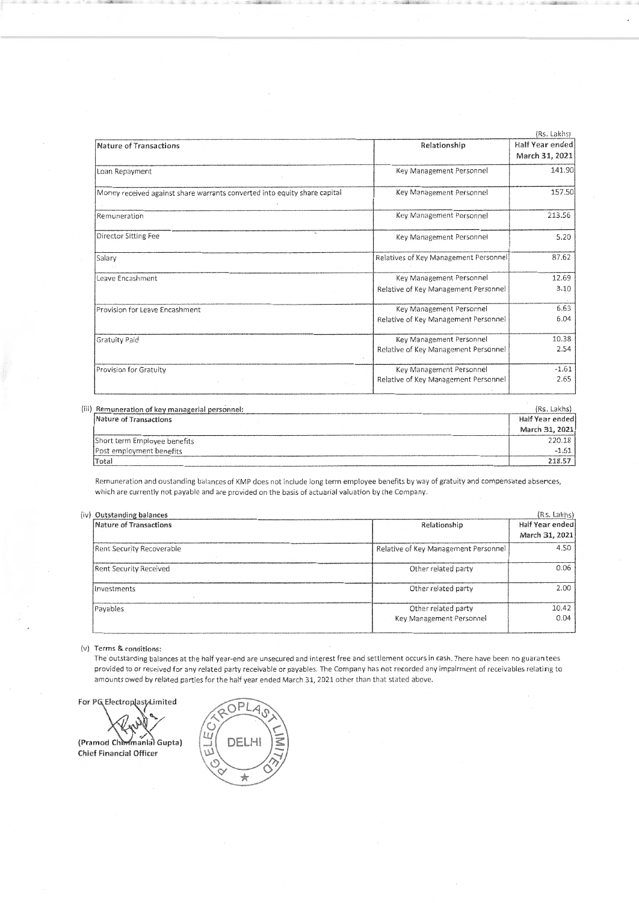(Rs. Lakhs)

| Nature of Transactions | Relationship | Half Year ended March 31, 2021 |
|---|---|---|
| Loan Repayment | Key Management Personnel | 141.90 |
| Money received against share warrants converted into equity share capital | Key Management Personnel | 157.50 |
| Remuneration | Key Management Personnel | 213.56 |
| Director Sitting Fee | Key Management Personnel | 5.20 |
| Salary | Relatives of Key Management Personnel | 87.62 |
| Leave Encashment | Key Management Personnel<br>Relative of Key Management Personnel | 12.69<br>3.10 |
| Provision for Leave Encashment | Key Management Personnel<br>Relative of Key Management Personnel | 6.63<br>6.04 |
| Gratuity Paid | Key Management Personnel<br>Relative of Key Management Personnel | 10.38<br>2.54 |
| Provision for Gratuity | Key Management Personnel<br>Relative of Key Management Personnel | -1.61<br>2.65 |

(iii) Remuneration of key managerial personnel:

(Rs. Lakhs)

| Nature of Transactions | Half Year ended March 31, 2021 |
|---|---|
| Short term Employee benefits | 220.18 |
| Post employment benefits | -1.61 |
| Total | 218.57 |

Remuneration and oustanding balances of KMP does not include long term employee benefits by way of gratuity and compensated absences, which are currently not payable and are provided on the basis of actuarial valuation by the Company.

(iv) Outstanding balances

(Rs. Lakhs)

| Nature of Transactions | Relationship | Half Year ended March 31, 2021 |
|---|---|---|
| Rent Security Recoverable | Relative of Key Management Personnel | 4.50 |
| Rent Security Received | Other related party | 0.06 |
| Investments | Other related party | 2.00 |
| Payables | Other related party<br>Key Management Personnel | 10.42<br>0.04 |

(v) Terms & conditions:

The outstanding balances at the half year-end are unsecured and interest free and settlement occurs in cash. There have been no guarantees provided to or received for any related party receivable or payables. The Company has not recorded any impairment of receivables relating to amounts owed by related parties for the half year ended March 31, 2021 other than that stated above.

For PG Electroplast Limited

(Pramod Chimmanlal Gupta)
Chief Financial Officer